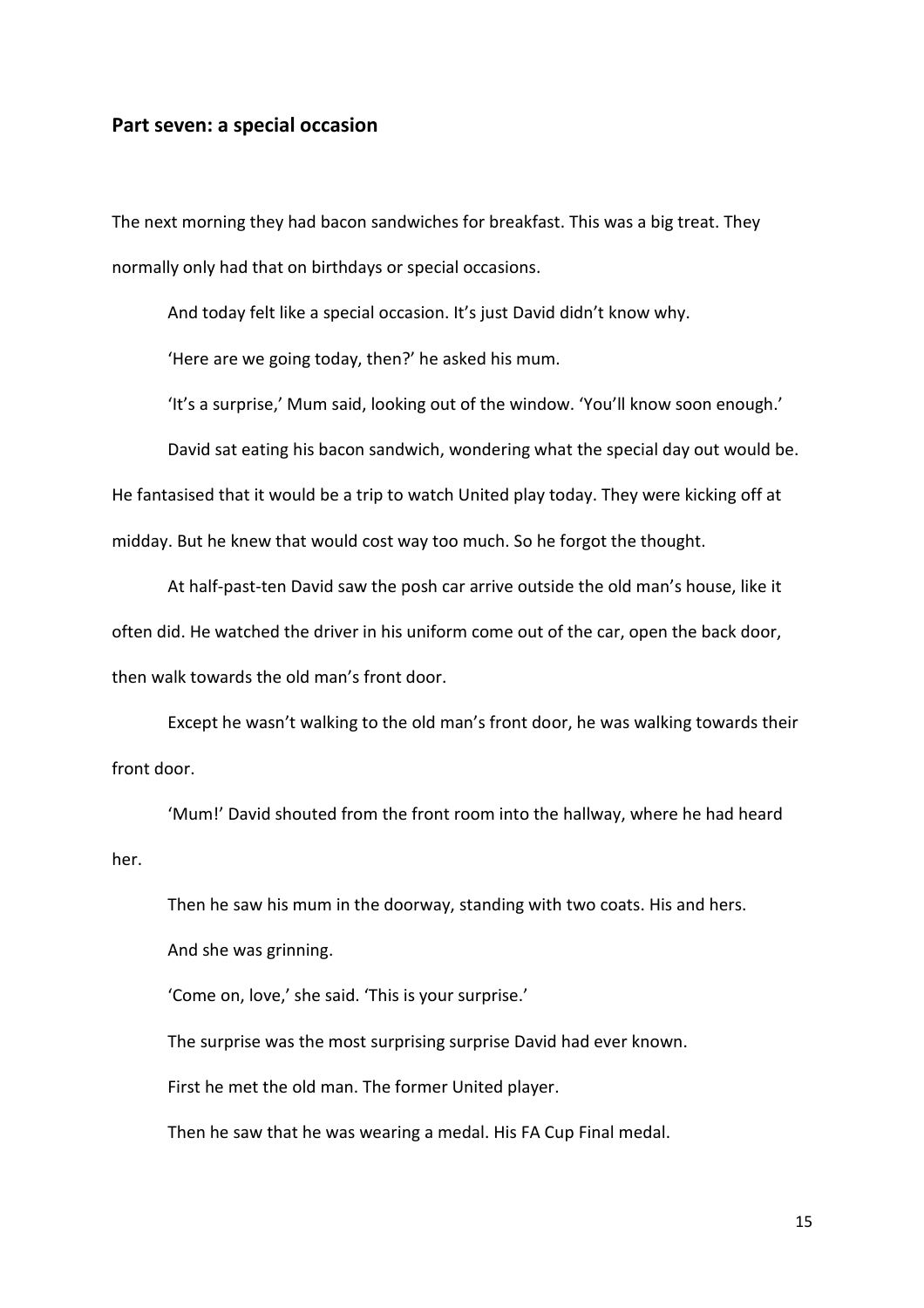## Part seven: a special occasion

The next morning they had bacon sandwiches for breakfast. This was a big treat. They normally only had that on birthdays or special occasions.

And today felt like a special occasion. It's just David didn't know why.

'Here are we going today, then?' he asked his mum.

'It's a surprise,' Mum said, looking out of the window. 'You'll know soon enough.'

David sat eating his bacon sandwich, wondering what the special day out would be. He fantasised that it would be a trip to watch United play today. They were kicking off at midday. But he knew that would cost way too much. So he forgot the thought.

At half-past-ten David saw the posh car arrive outside the old man's house, like it often did. He watched the driver in his uniform come out of the car, open the back door, then walk towards the old man's front door.

Except he wasn't walking to the old man's front door, he was walking towards their front door.

'Mum!' David shouted from the front room into the hallway, where he had heard her.

Then he saw his mum in the doorway, standing with two coats. His and hers.

And she was grinning.

'Come on, love,' she said. 'This is your surprise.'

The surprise was the most surprising surprise David had ever known.

First he met the old man. The former United player.

Then he saw that he was wearing a medal. His FA Cup Final medal.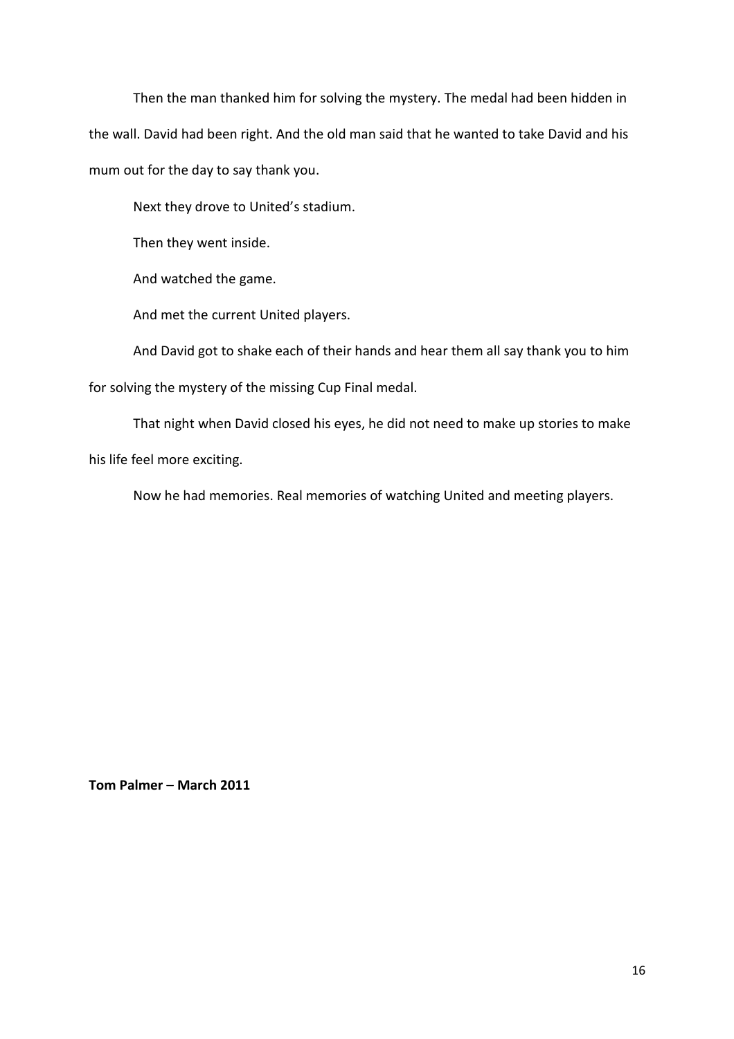Then the man thanked him for solving the mystery. The medal had been hidden in the wall. David had been right. And the old man said that he wanted to take David and his mum out for the day to say thank you.

Next they drove to United's stadium.

Then they went inside.

And watched the game.

And met the current United players.

And David got to shake each of their hands and hear them all say thank you to him for solving the mystery of the missing Cup Final medal.

That night when David closed his eyes, he did not need to make up stories to make his life feel more exciting.

Now he had memories. Real memories of watching United and meeting players.

**Tom Palmer – March 2011**